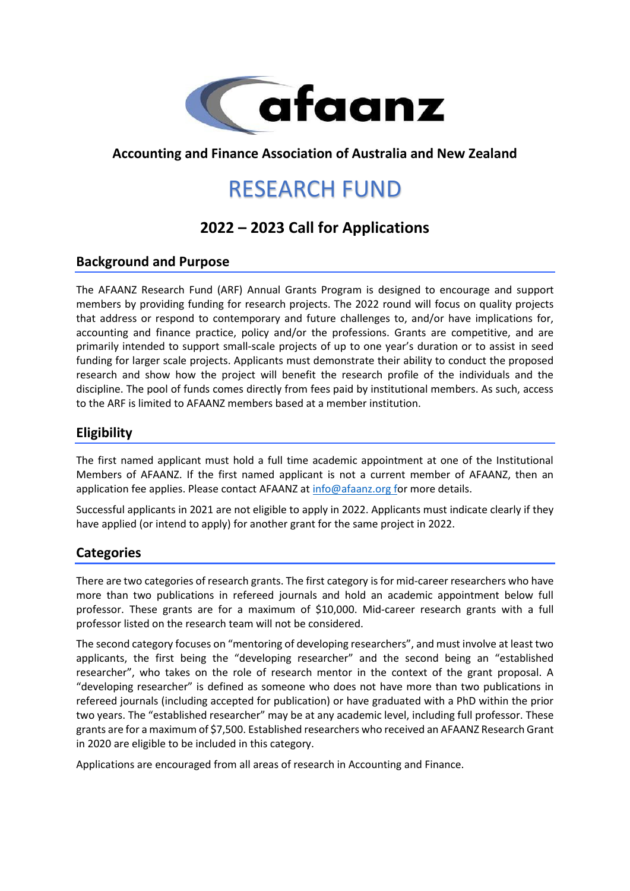**Accounting and Finance Association of Australia and New Zealand**

# RESEARCH FUND

## 2022 – 2023 Call for Applications

### Background and Purpose

The AFAANZ Research Fund (ARF) Annual Grants Program is designed to encourage and support members by providing funding for research projects. The 2022 round will focus on quality projects that address or respond to contemporary and future challenges to, and/or have implications for, accounting and finance practice, policy and/or the professions. Grants are competitive, and are primarily intended to support small-scale projects of up to one year's duration or to assist in seed funding for larger scale projects. Applicants must demonstrate their ability to conduct the proposed research and show how the project will benefit the research profile of the individuals and the discipline. The pool of funds comes directly from fees paid by institutional members. As such, access to the ARF is limited to AFAANZ members based at a member institution.

### Eligibility

The first named applicant must hold a full time academic appointment at one of the Institutional Members of AFAANZ. If the first named applicant is not a current member of AFAANZ, then an application fee applies. Please contact AFAANZ at info@afaanz.org for more details.

Successful applicants in 2021 are not eligible to apply in 2022. Applicants must indicate clearly if they have applied (or intend to apply) for another grant for the same project in 2022.

### Categories

There are two categories of research grants. The first category is for mid-career researchers who have more than two publications in refereed journals and hold an academic appointment below full professor. These grants are for a maximum of $10,000. Mid-career research grants with a full professor listed on the research team will not be considered.

The second category focuses on "mentoring of developing researchers", and must involve at least two applicants, the first being the "developing researcher" and the second being an "established researcher", who takes on the role of research mentor in the context of the grant proposal. A "developing researcher" is defined as someone who does not have more than two publications in refereed journals (including accepted for publication) or have graduated with a PhD within the prior two years. The "established researcher" may be at any academic level, including full professor. These grants are for a maximum of $7,500. Established researchers who received an AFAANZ Research Grant in 2020 are eligible to be included in this category.

Applications are encouraged from all areas of research in Accounting and Finance.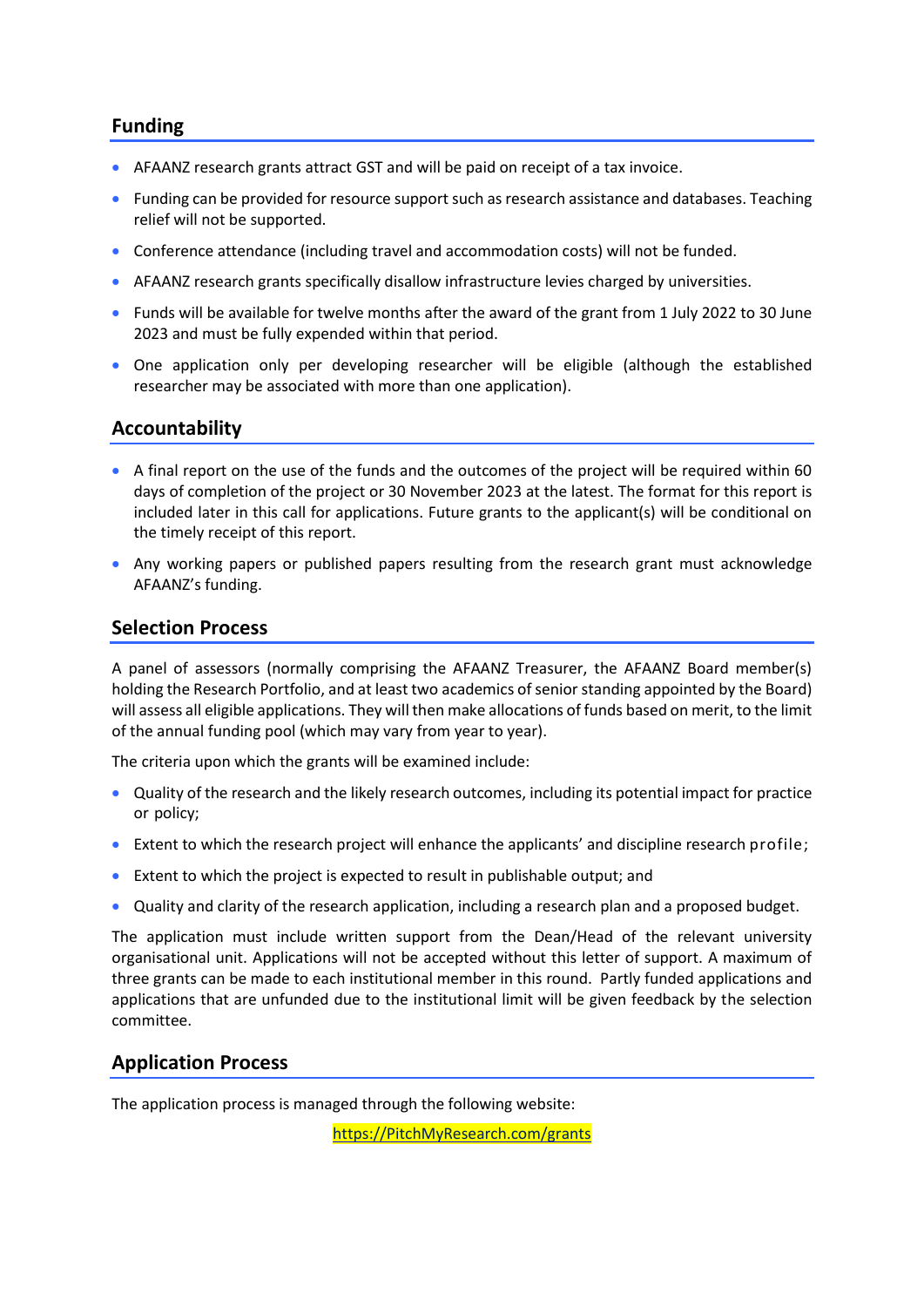## Funding

- AFAANZ research grants attract GST and will be paid on receipt of a tax invoice.
- Funding can be provided for resource support such as research assistance and databases. Teaching relief will not be supported.
- Conference attendance (including travel and accommodation costs) will not be funded.
- AFAANZ research grants specifically disallow infrastructure levies charged by universities.
- Funds will be available for twelve months after the award of the grant from 1 July 2022 to 30 June 2023 and must be fully expended within that period.
- One application only per developing researcher will be eligible (although the established researcher may be associated with more than one application).

## Accountability

- A final report on the use of the funds and the outcomes of the project will be required within 60 days of completion of the project or 30 November 2023 at the latest. The format for this report is included later in this call for applications. Future grants to the applicant(s) will be conditional on the timely receipt of this report.
- Any working papers or published papers resulting from the research grant must acknowledge AFAANZ's funding.

## Selection Process

A panel of assessors (normally comprising the AFAANZ Treasurer, the AFAANZ Board member(s) holding the Research Portfolio, and at least two academics of senior standing appointed by the Board) will assess all eligible applications. They will then make allocations of funds based on merit, to the limit of the annual funding pool (which may vary from year to year).

The criteria upon which the grants will be examined include:

- Quality of the research and the likely research outcomes, including its potential impact for practice or policy;
- Extent to which the research project will enhance the applicants' and discipline research profile;
- Extent to which the project is expected to result in publishable output; and
- Quality and clarity of the research application, including a research plan and a proposed budget.

The application must include written support from the Dean/Head of the relevant university organisational unit. Applications will not be accepted without this letter of support. A maximum of three grants can be made to each institutional member in this round. Partly funded applications and applications that are unfunded due to the institutional limit will be given feedback by the selection committee.

## Application Process

The application process is managed through the following website:

https://PitchMyResearch.com/grants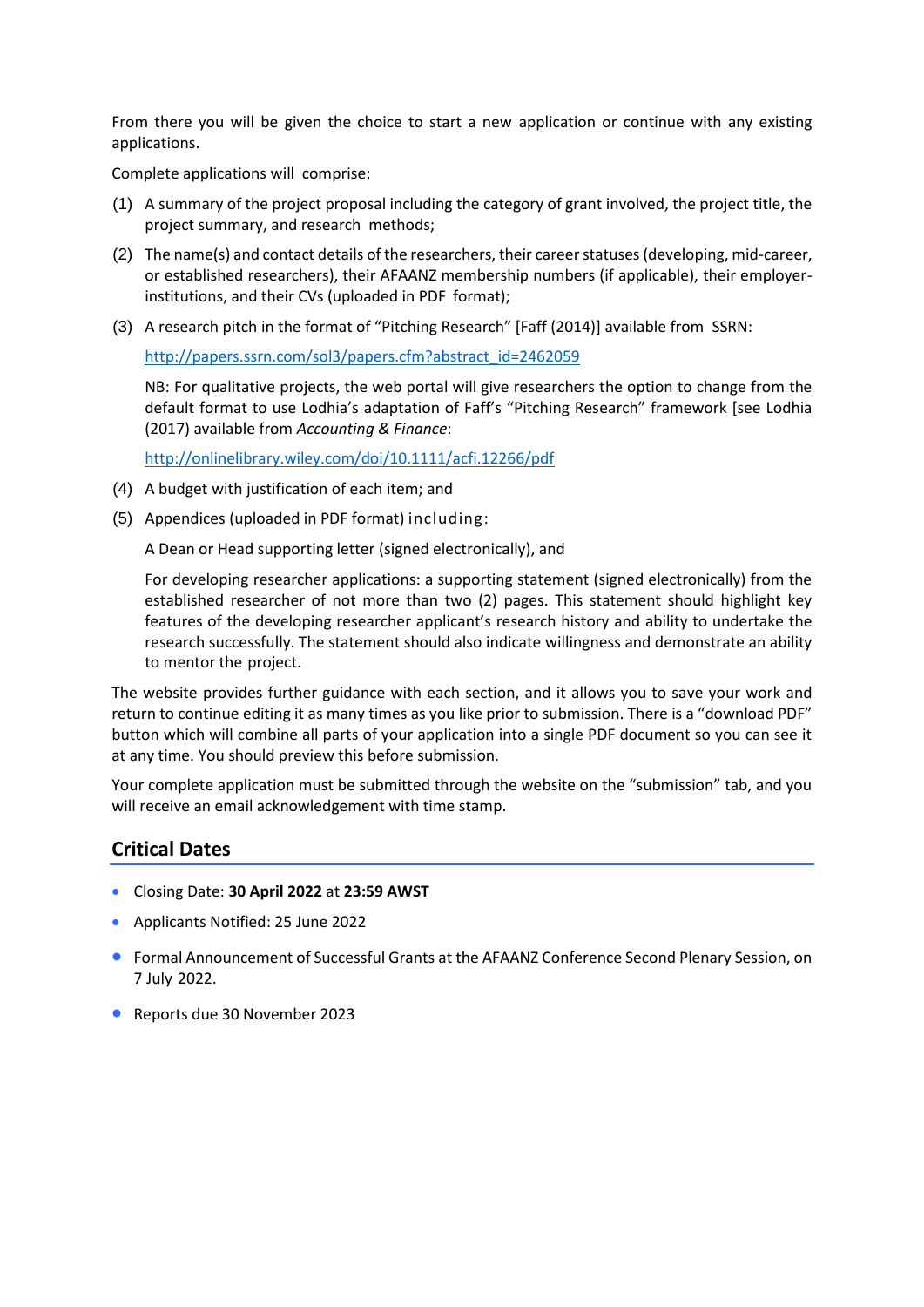From there you will be given the choice to start a new application or continue with any existing applications.

Complete applications will comprise:

(1) A summary of the project proposal including the category of grant involved, the project title, the project summary, and research methods;

(2) The name(s) and contact details of the researchers, their career statuses (developing, mid-career, or established researchers), their AFAANZ membership numbers (if applicable), their employer-institutions, and their CVs (uploaded in PDF format);

(3) A research pitch in the format of "Pitching Research" [Faff (2014)] available from SSRN:

   http://papers.ssrn.com/sol3/papers.cfm?abstract_id=2462059

   NB: For qualitative projects, the web portal will give researchers the option to change from the default format to use Lodhia's adaptation of Faff's "Pitching Research" framework [see Lodhia (2017) available from *Accounting & Finance*:

   http://onlinelibrary.wiley.com/doi/10.1111/acfi.12266/pdf

(4) A budget with justification of each item; and

(5) Appendices (uploaded in PDF format) including:

   A Dean or Head supporting letter (signed electronically), and

   For developing researcher applications: a supporting statement (signed electronically) from the established researcher of not more than two (2) pages. This statement should highlight key features of the developing researcher applicant's research history and ability to undertake the research successfully. The statement should also indicate willingness and demonstrate an ability to mentor the project.

The website provides further guidance with each section, and it allows you to save your work and return to continue editing it as many times as you like prior to submission. There is a "download PDF" button which will combine all parts of your application into a single PDF document so you can see it at any time. You should preview this before submission.

Your complete application must be submitted through the website on the "submission" tab, and you will receive an email acknowledgement with time stamp.

## Critical Dates

- Closing Date: **30 April 2022** at **23:59 AWST**
- Applicants Notified: 25 June 2022
- Formal Announcement of Successful Grants at the AFAANZ Conference Second Plenary Session, on 7 July 2022.
- Reports due 30 November 2023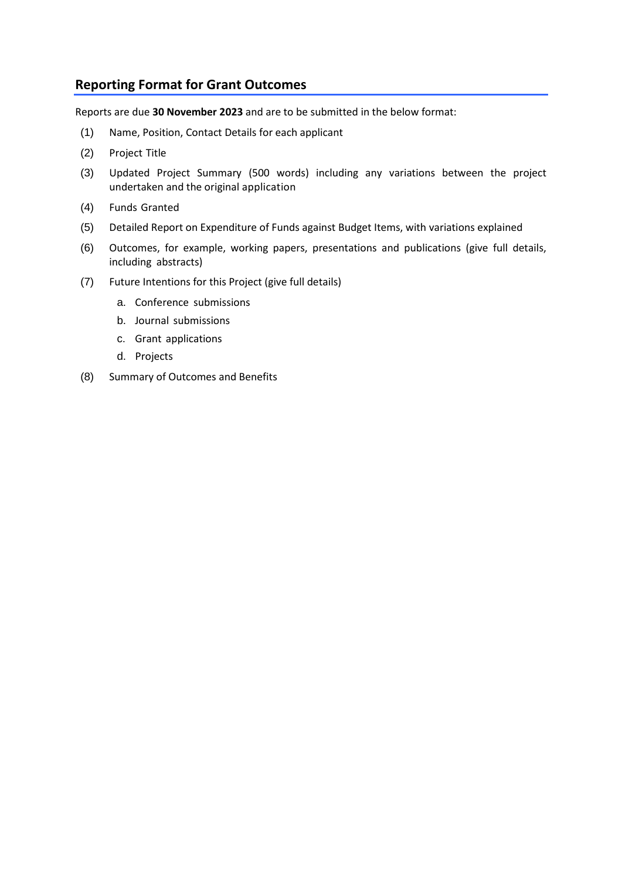## Reporting Format for Grant Outcomes

Reports are due **30 November 2023** and are to be submitted in the below format:

(1) Name, Position, Contact Details for each applicant

(2) Project Title

(3) Updated Project Summary (500 words) including any variations between the project undertaken and the original application

(4) Funds Granted

(5) Detailed Report on Expenditure of Funds against Budget Items, with variations explained

(6) Outcomes, for example, working papers, presentations and publications (give full details, including abstracts)

(7) Future Intentions for this Project (give full details)

   a. Conference submissions

   b. Journal submissions

   c. Grant applications

   d. Projects

(8) Summary of Outcomes and Benefits